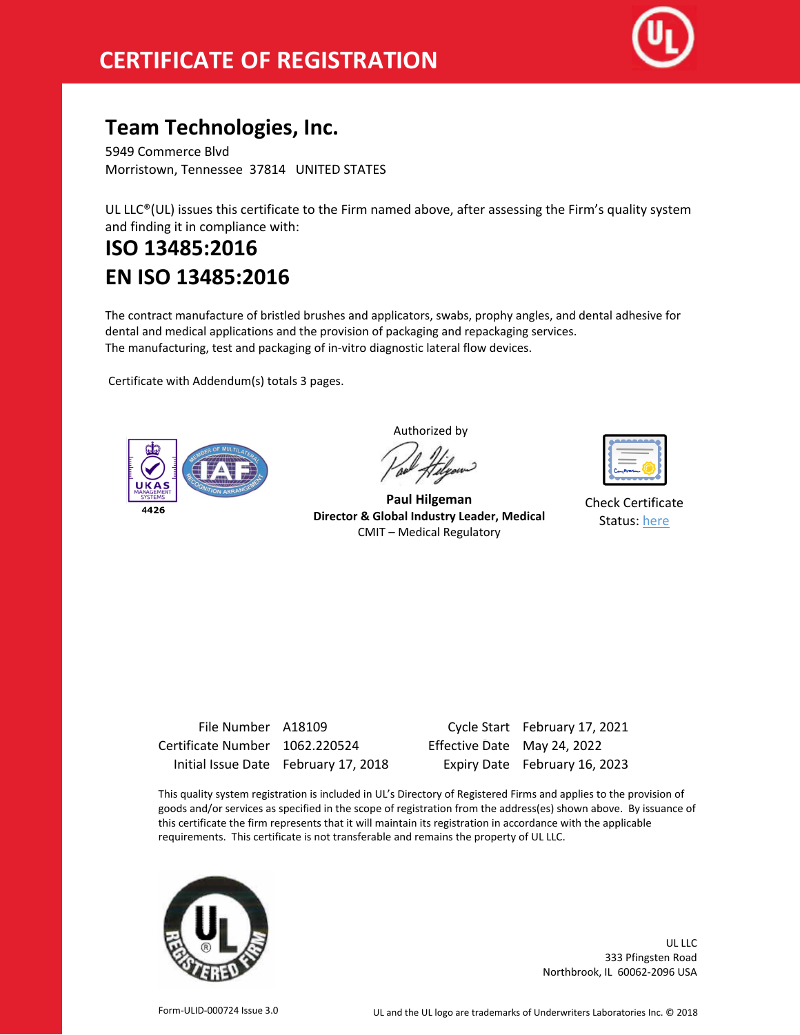# CERTIFICATE OF REGISTRATION

## Team Technologies, Inc.

5949 Commerce Blvd
Morristown, Tennessee 37814 UNITED STATES

UL LLC®(UL) issues this certificate to the Firm named above, after assessing the Firm's quality system and finding it in compliance with:

## ISO 13485:2016

## EN ISO 13485:2016

The contract manufacture of bristled brushes and applicators, swabs, prophy angles, and dental adhesive for dental and medical applications and the provision of packaging and repackaging services.
The manufacturing, test and packaging of in-vitro diagnostic lateral flow devices.

Certificate with Addendum(s) totals 3 pages.

UKAS MANAGEMENT SYSTEMS
4426

Authorized by

**Paul Hilgeman**
**Director & Global Industry Leader, Medical**
CMIT – Medical Regulatory

Check Certificate Status: here

| | | | |
|---|---|---|---|
| File Number | A18109 | Cycle Start | February 17, 2021 |
| Certificate Number | 1062.220524 | Effective Date | May 24, 2022 |
| Initial Issue Date | February 17, 2018 | Expiry Date | February 16, 2023 |

This quality system registration is included in UL's Directory of Registered Firms and applies to the provision of goods and/or services as specified in the scope of registration from the address(es) shown above. By issuance of this certificate the firm represents that it will maintain its registration in accordance with the applicable requirements. This certificate is not transferable and remains the property of UL LLC.

UL LLC
333 Pfingsten Road
Northbrook, IL 60062-2096 USA

Form-ULID-000724 Issue 3.0

UL and the UL logo are trademarks of Underwriters Laboratories Inc. © 2018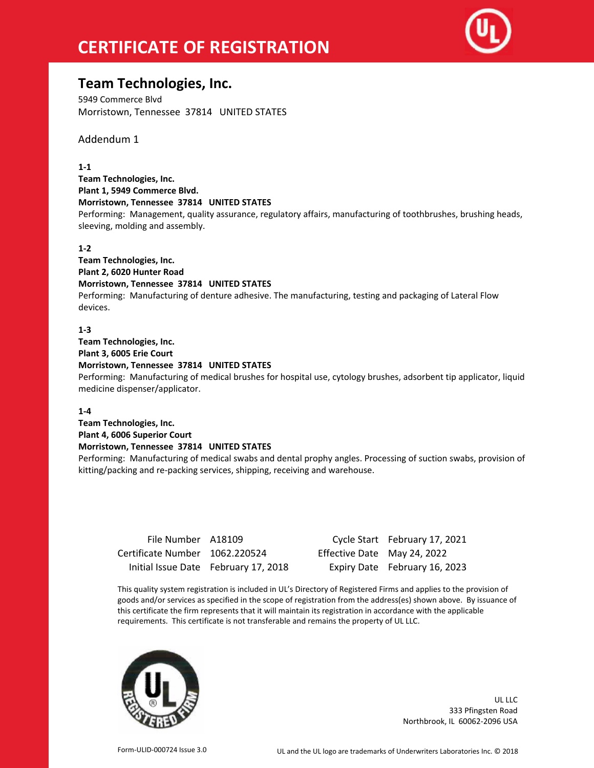# CERTIFICATE OF REGISTRATION

## Team Technologies, Inc.

5949 Commerce Blvd
Morristown, Tennessee 37814 UNITED STATES

Addendum 1

**1-1**
**Team Technologies, Inc.**
**Plant 1, 5949 Commerce Blvd.**
**Morristown, Tennessee 37814 UNITED STATES**
Performing: Management, quality assurance, regulatory affairs, manufacturing of toothbrushes, brushing heads, sleeving, molding and assembly.

**1-2**
**Team Technologies, Inc.**
**Plant 2, 6020 Hunter Road**
**Morristown, Tennessee 37814 UNITED STATES**
Performing: Manufacturing of denture adhesive. The manufacturing, testing and packaging of Lateral Flow devices.

**1-3**
**Team Technologies, Inc.**
**Plant 3, 6005 Erie Court**
**Morristown, Tennessee 37814 UNITED STATES**
Performing: Manufacturing of medical brushes for hospital use, cytology brushes, adsorbent tip applicator, liquid medicine dispenser/applicator.

**1-4**
**Team Technologies, Inc.**
**Plant 4, 6006 Superior Court**
**Morristown, Tennessee 37814 UNITED STATES**
Performing: Manufacturing of medical swabs and dental prophy angles. Processing of suction swabs, provision of kitting/packing and re-packing services, shipping, receiving and warehouse.

| | | | |
|---|---|---|---|
| File Number | A18109 | Cycle Start | February 17, 2021 |
| Certificate Number | 1062.220524 | Effective Date | May 24, 2022 |
| Initial Issue Date | February 17, 2018 | Expiry Date | February 16, 2023 |

This quality system registration is included in UL's Directory of Registered Firms and applies to the provision of goods and/or services as specified in the scope of registration from the address(es) shown above. By issuance of this certificate the firm represents that it will maintain its registration in accordance with the applicable requirements. This certificate is not transferable and remains the property of UL LLC.

UL LLC
333 Pfingsten Road
Northbrook, IL 60062-2096 USA

Form-ULID-000724 Issue 3.0

UL and the UL logo are trademarks of Underwriters Laboratories Inc. © 2018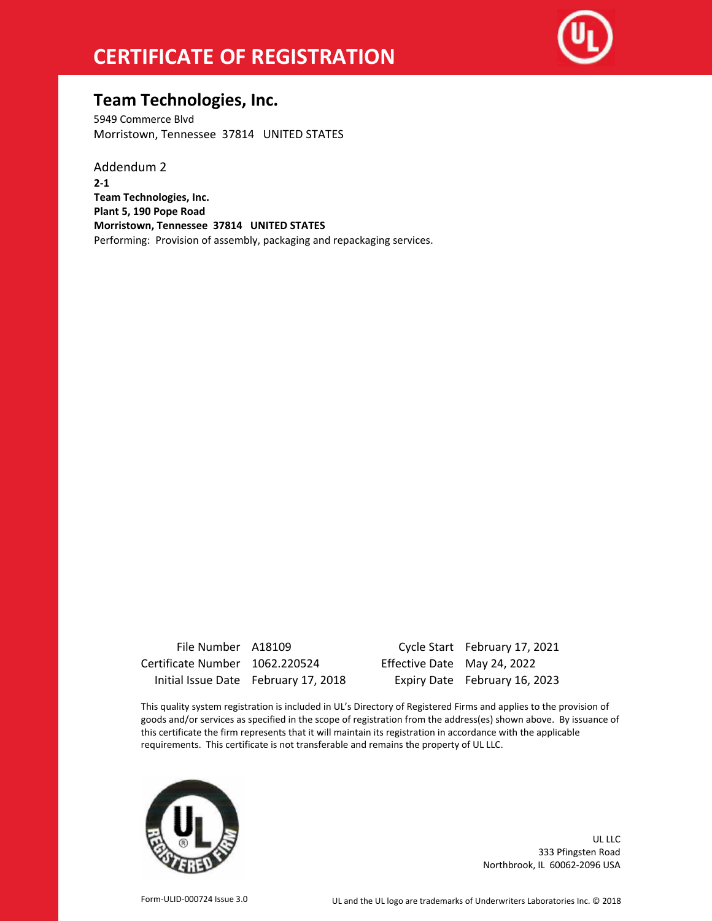# CERTIFICATE OF REGISTRATION

## Team Technologies, Inc.

5949 Commerce Blvd
Morristown, Tennessee 37814 UNITED STATES

Addendum 2

**2-1**
**Team Technologies, Inc.**
**Plant 5, 190 Pope Road**
**Morristown, Tennessee 37814 UNITED STATES**
Performing: Provision of assembly, packaging and repackaging services.

| | | | |
|---|---|---|---|
| File Number | A18109 | Cycle Start | February 17, 2021 |
| Certificate Number | 1062.220524 | Effective Date | May 24, 2022 |
| Initial Issue Date | February 17, 2018 | Expiry Date | February 16, 2023 |

This quality system registration is included in UL's Directory of Registered Firms and applies to the provision of goods and/or services as specified in the scope of registration from the address(es) shown above. By issuance of this certificate the firm represents that it will maintain its registration in accordance with the applicable requirements. This certificate is not transferable and remains the property of UL LLC.

UL LLC
333 Pfingsten Road
Northbrook, IL 60062-2096 USA

Form-ULID-000724 Issue 3.0

UL and the UL logo are trademarks of Underwriters Laboratories Inc. © 2018